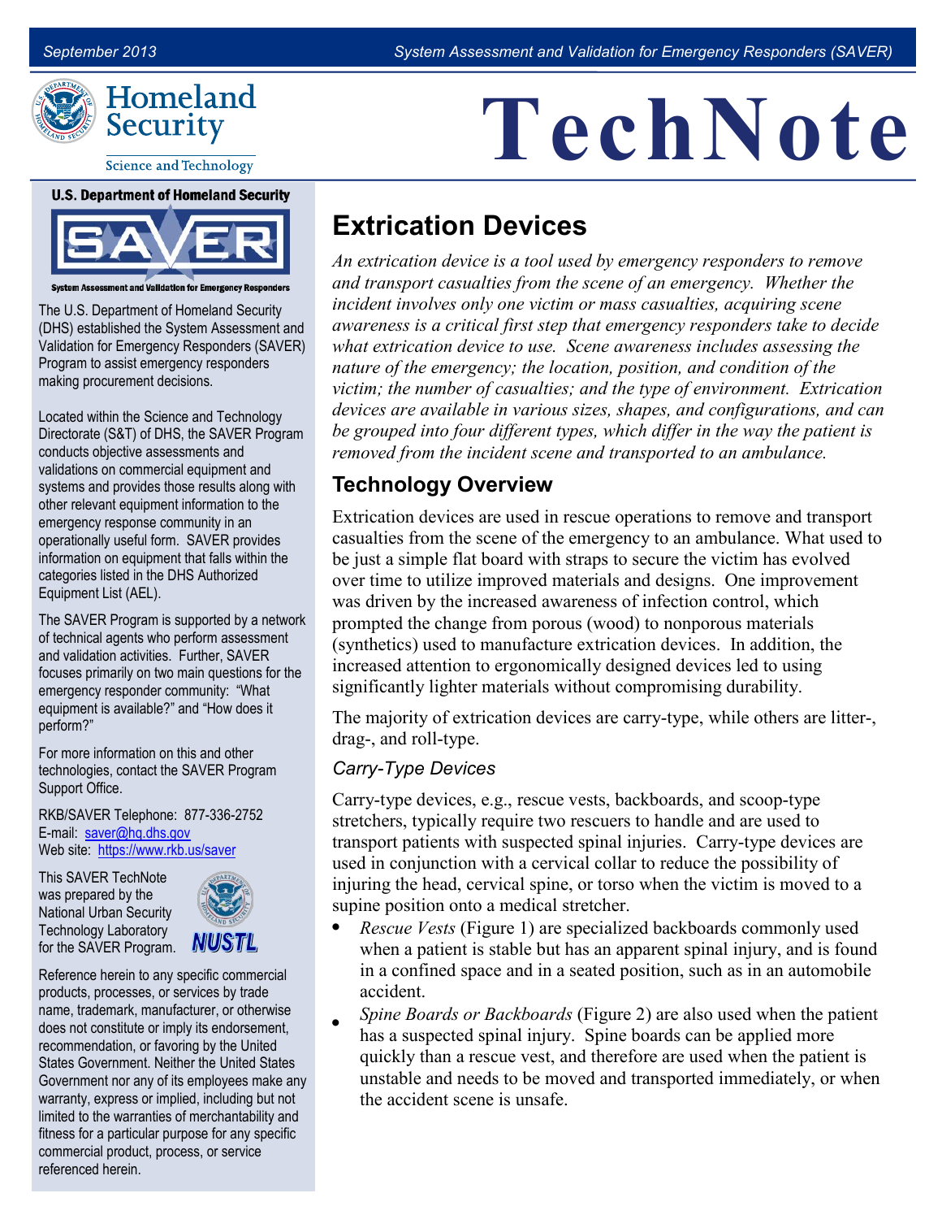# TechNote

U.S. Department of Homeland Security

System Assessment and Validation for Emergency Responders

The U.S. Department of Homeland Security (DHS) established the System Assessment and Validation for Emergency Responders (SAVER) Program to assist emergency responders making procurement decisions.

Located within the Science and Technology Directorate (S&T) of DHS, the SAVER Program conducts objective assessments and validations on commercial equipment and systems and provides those results along with other relevant equipment information to the emergency response community in an operationally useful form. SAVER provides information on equipment that falls within the categories listed in the DHS Authorized Equipment List (AEL).

The SAVER Program is supported by a network of technical agents who perform assessment and validation activities. Further, SAVER focuses primarily on two main questions for the emergency responder community: "What equipment is available?" and "How does it perform?"

For more information on this and other technologies, contact the SAVER Program Support Office.

RKB/SAVER Telephone: 877-336-2752
E-mail: saver@hq.dhs.gov
Web site: https://www.rkb.us/saver

This SAVER TechNote was prepared by the National Urban Security Technology Laboratory for the SAVER Program.

Reference herein to any specific commercial products, processes, or services by trade name, trademark, manufacturer, or otherwise does not constitute or imply its endorsement, recommendation, or favoring by the United States Government. Neither the United States Government nor any of its employees make any warranty, express or implied, including but not limited to the warranties of merchantability and fitness for a particular purpose for any specific commercial product, process, or service referenced herein.

## Extrication Devices

*An extrication device is a tool used by emergency responders to remove and transport casualties from the scene of an emergency. Whether the incident involves only one victim or mass casualties, acquiring scene awareness is a critical first step that emergency responders take to decide what extrication device to use. Scene awareness includes assessing the nature of the emergency; the location, position, and condition of the victim; the number of casualties; and the type of environment. Extrication devices are available in various sizes, shapes, and configurations, and can be grouped into four different types, which differ in the way the patient is removed from the incident scene and transported to an ambulance.*

### Technology Overview

Extrication devices are used in rescue operations to remove and transport casualties from the scene of the emergency to an ambulance. What used to be just a simple flat board with straps to secure the victim has evolved over time to utilize improved materials and designs. One improvement was driven by the increased awareness of infection control, which prompted the change from porous (wood) to nonporous materials (synthetics) used to manufacture extrication devices. In addition, the increased attention to ergonomically designed devices led to using significantly lighter materials without compromising durability.

The majority of extrication devices are carry-type, while others are litter-, drag-, and roll-type.

#### *Carry-Type Devices*

Carry-type devices, e.g., rescue vests, backboards, and scoop-type stretchers, typically require two rescuers to handle and are used to transport patients with suspected spinal injuries. Carry-type devices are used in conjunction with a cervical collar to reduce the possibility of injuring the head, cervical spine, or torso when the victim is moved to a supine position onto a medical stretcher.

- *Rescue Vests* (Figure 1) are specialized backboards commonly used when a patient is stable but has an apparent spinal injury, and is found in a confined space and in a seated position, such as in an automobile accident.
- *Spine Boards or Backboards* (Figure 2) are also used when the patient has a suspected spinal injury. Spine boards can be applied more quickly than a rescue vest, and therefore are used when the patient is unstable and needs to be moved and transported immediately, or when the accident scene is unsafe.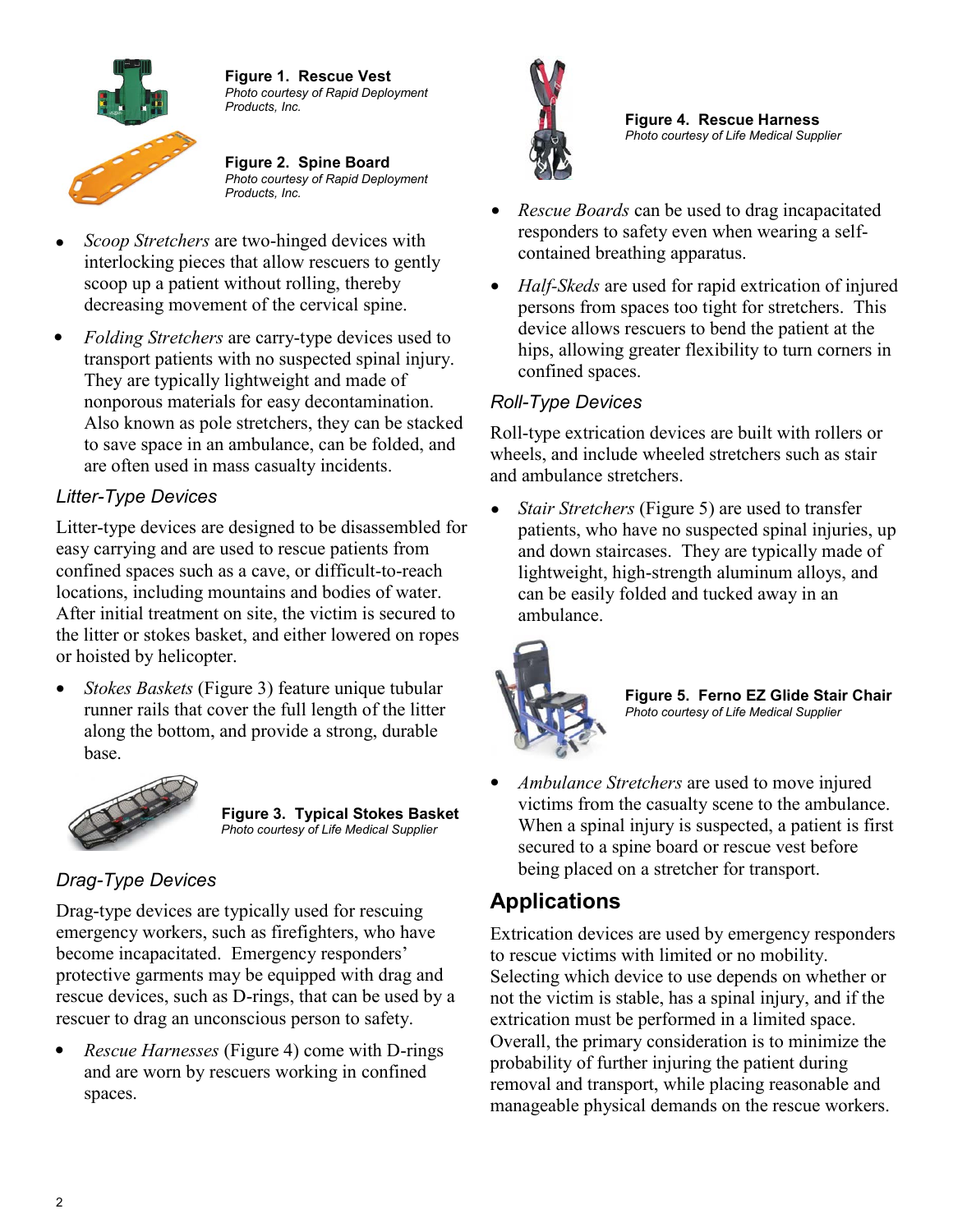**Figure 1. Rescue Vest**
*Photo courtesy of Rapid Deployment Products, Inc.*

**Figure 2. Spine Board**
*Photo courtesy of Rapid Deployment Products, Inc.*

- *Scoop Stretchers* are two-hinged devices with interlocking pieces that allow rescuers to gently scoop up a patient without rolling, thereby decreasing movement of the cervical spine.
- *Folding Stretchers* are carry-type devices used to transport patients with no suspected spinal injury. They are typically lightweight and made of nonporous materials for easy decontamination. Also known as pole stretchers, they can be stacked to save space in an ambulance, can be folded, and are often used in mass casualty incidents.

### *Litter-Type Devices*

Litter-type devices are designed to be disassembled for easy carrying and are used to rescue patients from confined spaces such as a cave, or difficult-to-reach locations, including mountains and bodies of water. After initial treatment on site, the victim is secured to the litter or stokes basket, and either lowered on ropes or hoisted by helicopter.

- *Stokes Baskets* (Figure 3) feature unique tubular runner rails that cover the full length of the litter along the bottom, and provide a strong, durable base.

**Figure 3. Typical Stokes Basket**
*Photo courtesy of Life Medical Supplier*

### *Drag-Type Devices*

Drag-type devices are typically used for rescuing emergency workers, such as firefighters, who have become incapacitated. Emergency responders' protective garments may be equipped with drag and rescue devices, such as D-rings, that can be used by a rescuer to drag an unconscious person to safety.

- *Rescue Harnesses* (Figure 4) come with D-rings and are worn by rescuers working in confined spaces.

**Figure 4. Rescue Harness**
*Photo courtesy of Life Medical Supplier*

- *Rescue Boards* can be used to drag incapacitated responders to safety even when wearing a self-contained breathing apparatus.
- *Half-Skeds* are used for rapid extrication of injured persons from spaces too tight for stretchers. This device allows rescuers to bend the patient at the hips, allowing greater flexibility to turn corners in confined spaces.

### *Roll-Type Devices*

Roll-type extrication devices are built with rollers or wheels, and include wheeled stretchers such as stair and ambulance stretchers.

- *Stair Stretchers* (Figure 5) are used to transfer patients, who have no suspected spinal injuries, up and down staircases. They are typically made of lightweight, high-strength aluminum alloys, and can be easily folded and tucked away in an ambulance.

**Figure 5. Ferno EZ Glide Stair Chair**
*Photo courtesy of Life Medical Supplier*

- *Ambulance Stretchers* are used to move injured victims from the casualty scene to the ambulance. When a spinal injury is suspected, a patient is first secured to a spine board or rescue vest before being placed on a stretcher for transport.

## Applications

Extrication devices are used by emergency responders to rescue victims with limited or no mobility. Selecting which device to use depends on whether or not the victim is stable, has a spinal injury, and if the extrication must be performed in a limited space. Overall, the primary consideration is to minimize the probability of further injuring the patient during removal and transport, while placing reasonable and manageable physical demands on the rescue workers.